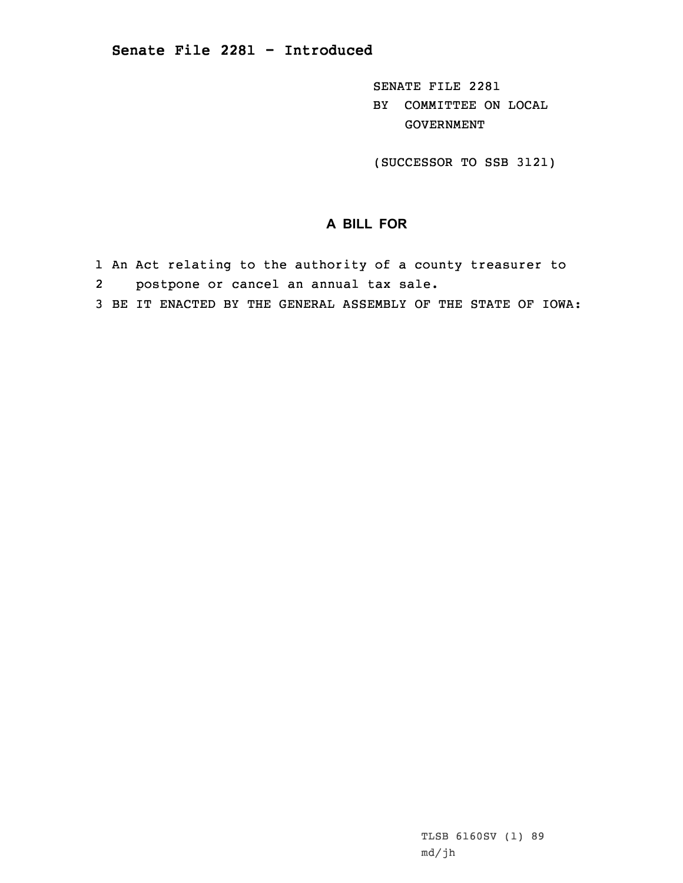# Senate File 2281 - Introduced

SENATE FILE 2281
BY COMMITTEE ON LOCAL GOVERNMENT

(SUCCESSOR TO SSB 3121)

## A BILL FOR

1 An Act relating to the authority of a county treasurer to
2 postpone or cancel an annual tax sale.
3 BE IT ENACTED BY THE GENERAL ASSEMBLY OF THE STATE OF IOWA:

TLSB 6160SV (1) 89
md/jh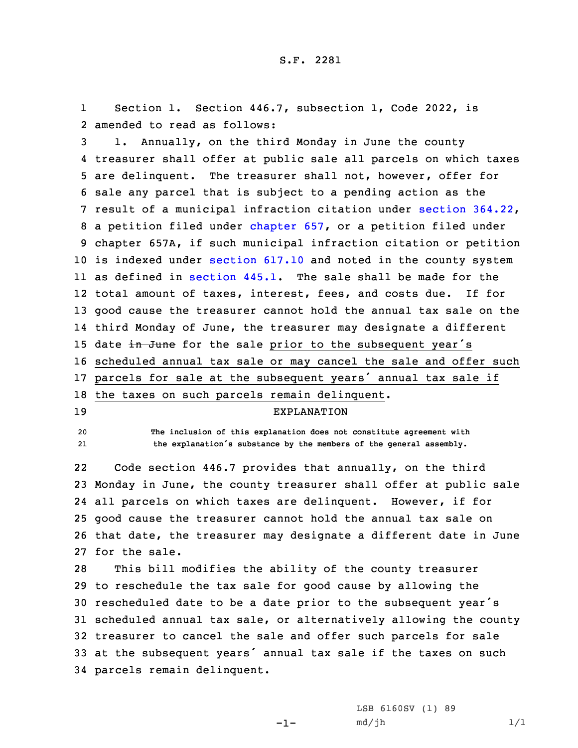S.F. 2281

Section 1. Section 446.7, subsection 1, Code 2022, is amended to read as follows:

1. Annually, on the third Monday in June the county treasurer shall offer at public sale all parcels on which taxes are delinquent. The treasurer shall not, however, offer for sale any parcel that is subject to a pending action as the result of a municipal infraction citation under section 364.22, a petition filed under chapter 657, or a petition filed under chapter 657A, if such municipal infraction citation or petition is indexed under section 617.10 and noted in the county system as defined in section 445.1. The sale shall be made for the total amount of taxes, interest, fees, and costs due. If for good cause the treasurer cannot hold the annual tax sale on the third Monday of June, the treasurer may designate a different date ~~in June~~ for the sale prior to the subsequent year's scheduled annual tax sale or may cancel the sale and offer such parcels for sale at the subsequent years' annual tax sale if the taxes on such parcels remain delinquent.

EXPLANATION

**The inclusion of this explanation does not constitute agreement with the explanation's substance by the members of the general assembly.**

Code section 446.7 provides that annually, on the third Monday in June, the county treasurer shall offer at public sale all parcels on which taxes are delinquent. However, if for good cause the treasurer cannot hold the annual tax sale on that date, the treasurer may designate a different date in June for the sale.

This bill modifies the ability of the county treasurer to reschedule the tax sale for good cause by allowing the rescheduled date to be a date prior to the subsequent year's scheduled annual tax sale, or alternatively allowing the county treasurer to cancel the sale and offer such parcels for sale at the subsequent years' annual tax sale if the taxes on such parcels remain delinquent.

LSB 6160SV (1) 89
md/jh